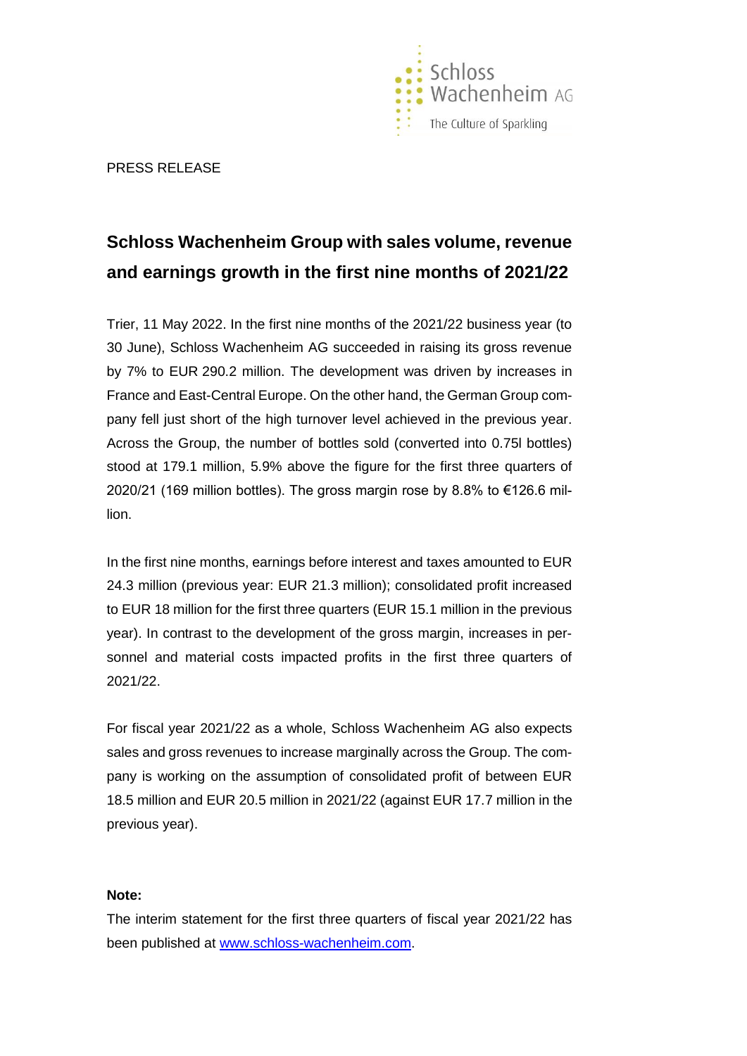PRESS RELEASE

# Schloss Wachenheim Group with sales volume, revenue and earnings growth in the first nine months of 2021/22

Trier, 11 May 2022. In the first nine months of the 2021/22 business year (to 30 June), Schloss Wachenheim AG succeeded in raising its gross revenue by 7% to EUR 290.2 million. The development was driven by increases in France and East-Central Europe. On the other hand, the German Group company fell just short of the high turnover level achieved in the previous year. Across the Group, the number of bottles sold (converted into 0.75l bottles) stood at 179.1 million, 5.9% above the figure for the first three quarters of 2020/21 (169 million bottles). The gross margin rose by 8.8% to €126.6 million.

In the first nine months, earnings before interest and taxes amounted to EUR 24.3 million (previous year: EUR 21.3 million); consolidated profit increased to EUR 18 million for the first three quarters (EUR 15.1 million in the previous year). In contrast to the development of the gross margin, increases in personnel and material costs impacted profits in the first three quarters of 2021/22.

For fiscal year 2021/22 as a whole, Schloss Wachenheim AG also expects sales and gross revenues to increase marginally across the Group. The company is working on the assumption of consolidated profit of between EUR 18.5 million and EUR 20.5 million in 2021/22 (against EUR 17.7 million in the previous year).

**Note:**

The interim statement for the first three quarters of fiscal year 2021/22 has been published at [www.schloss-wachenheim.com](www.schloss-wachenheim.com).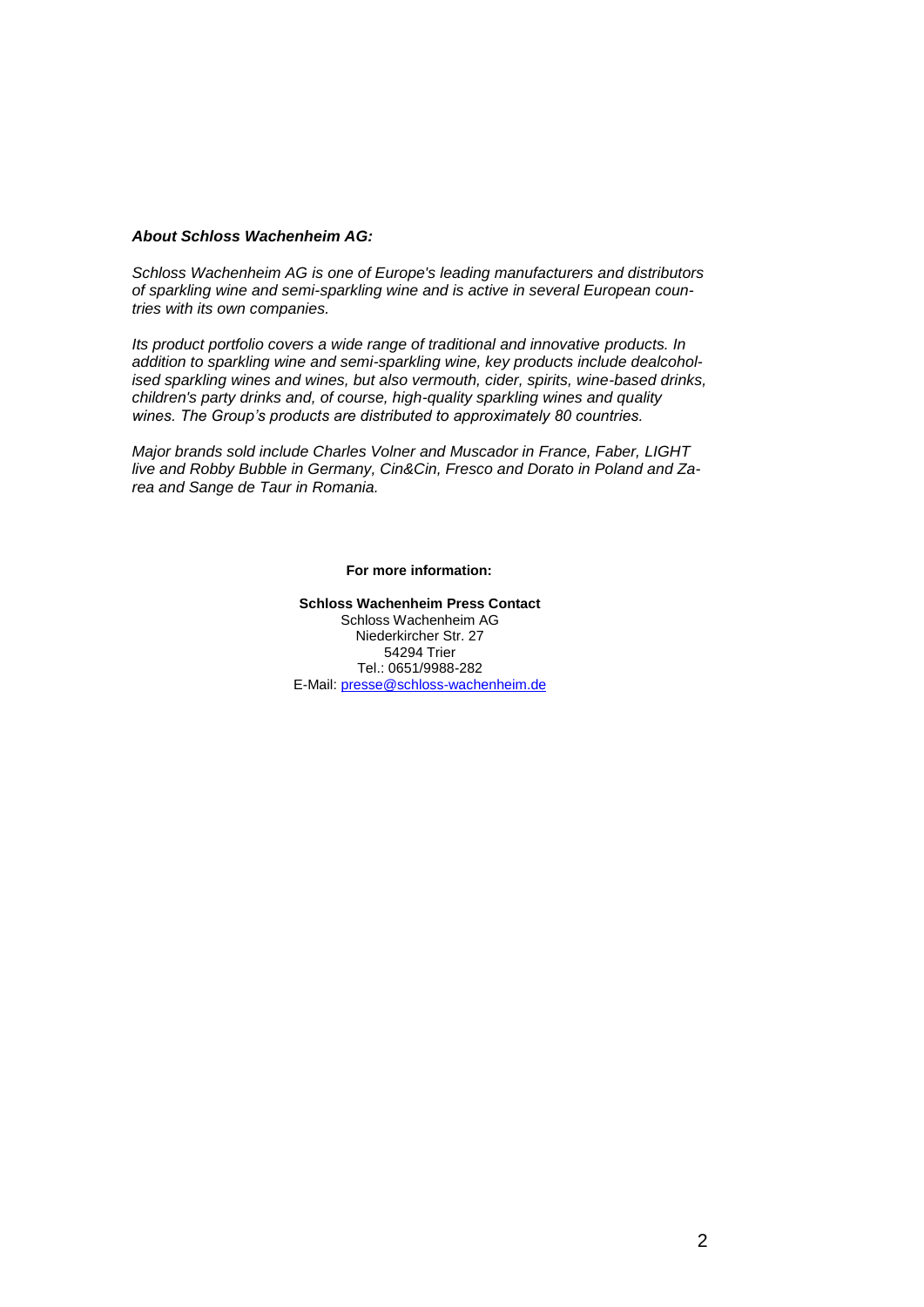***About Schloss Wachenheim AG:***

*Schloss Wachenheim AG is one of Europe's leading manufacturers and distributors of sparkling wine and semi-sparkling wine and is active in several European countries with its own companies.*

*Its product portfolio covers a wide range of traditional and innovative products. In addition to sparkling wine and semi-sparkling wine, key products include dealcoholised sparkling wines and wines, but also vermouth, cider, spirits, wine-based drinks, children's party drinks and, of course, high-quality sparkling wines and quality wines. The Group's products are distributed to approximately 80 countries.*

*Major brands sold include Charles Volner and Muscador in France, Faber, LIGHT live and Robby Bubble in Germany, Cin&Cin, Fresco and Dorato in Poland and Zarea and Sange de Taur in Romania.*

**For more information:**

**Schloss Wachenheim Press Contact**
Schloss Wachenheim AG
Niederkircher Str. 27
54294 Trier
Tel.: 0651/9988-282
E-Mail: presse@schloss-wachenheim.de